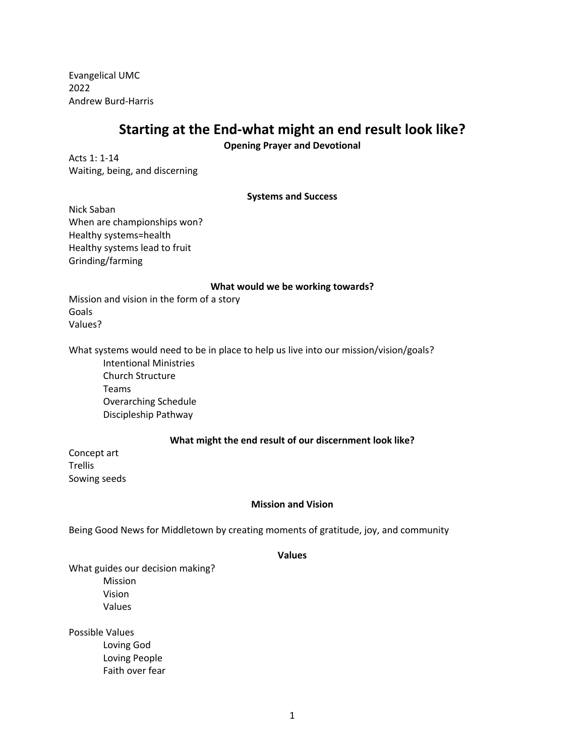Evangelical UMC
2022
Andrew Burd-Harris

# Starting at the End-what might an end result look like?

**Opening Prayer and Devotional**

Acts 1: 1-14
Waiting, being, and discerning

**Systems and Success**

Nick Saban
When are championships won?
Healthy systems=health
Healthy systems lead to fruit
Grinding/farming

**What would we be working towards?**

Mission and vision in the form of a story
Goals
Values?

What systems would need to be in place to help us live into our mission/vision/goals?

- Intentional Ministries
- Church Structure
- Teams
- Overarching Schedule
- Discipleship Pathway

**What might the end result of our discernment look like?**

Concept art
Trellis
Sowing seeds

**Mission and Vision**

Being Good News for Middletown by creating moments of gratitude, joy, and community

**Values**

What guides our decision making?

- Mission
- Vision
- Values

Possible Values

- Loving God
- Loving People
- Faith over fear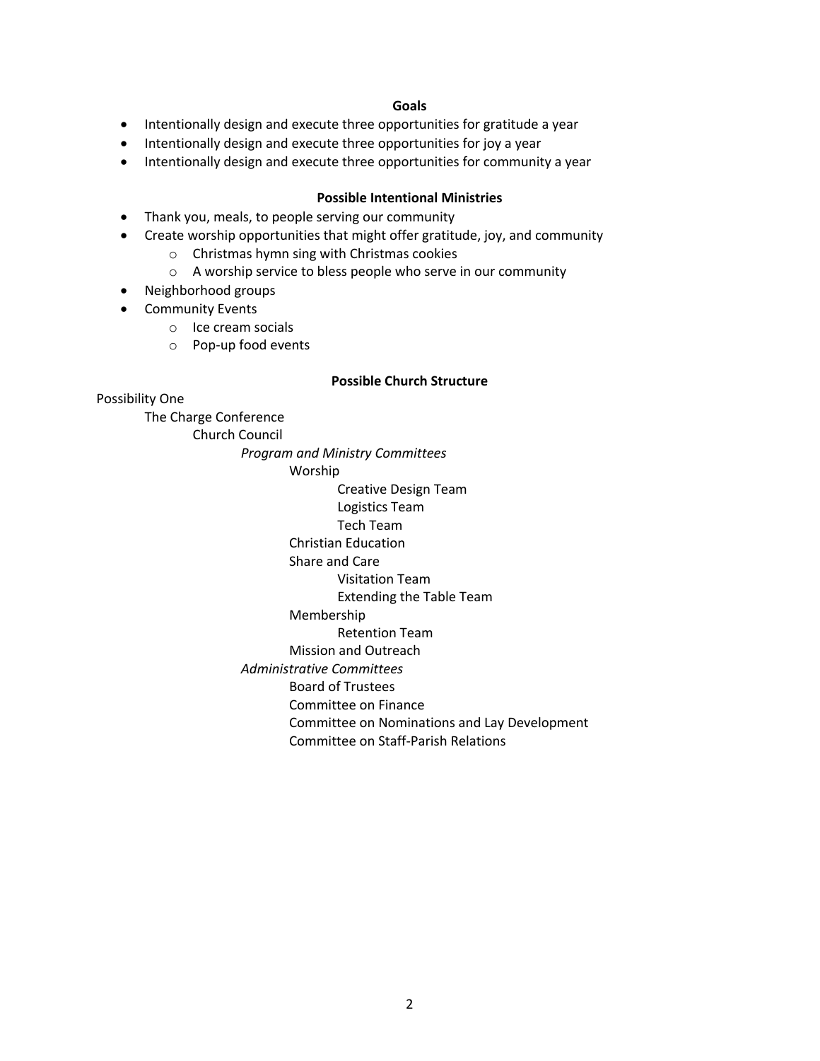**Goals**

- Intentionally design and execute three opportunities for gratitude a year
- Intentionally design and execute three opportunities for joy a year
- Intentionally design and execute three opportunities for community a year

**Possible Intentional Ministries**

- Thank you, meals, to people serving our community
- Create worship opportunities that might offer gratitude, joy, and community
  - Christmas hymn sing with Christmas cookies
  - A worship service to bless people who serve in our community
- Neighborhood groups
- Community Events
  - Ice cream socials
  - Pop-up food events

**Possible Church Structure**

Possibility One

- The Charge Conference
  - Church Council
    - *Program and Ministry Committees*
      - Worship
        - Creative Design Team
        - Logistics Team
        - Tech Team
      - Christian Education
      - Share and Care
        - Visitation Team
        - Extending the Table Team
      - Membership
        - Retention Team
      - Mission and Outreach
    - *Administrative Committees*
      - Board of Trustees
      - Committee on Finance
      - Committee on Nominations and Lay Development
      - Committee on Staff-Parish Relations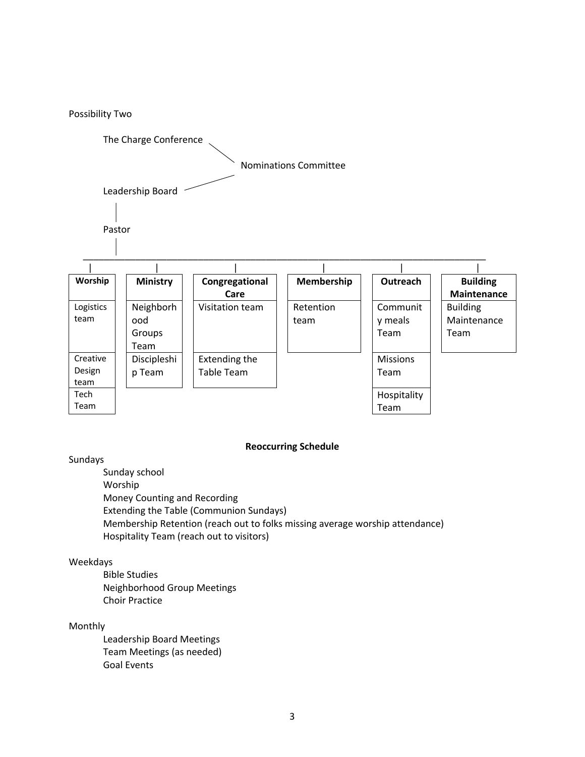Possibility Two

The Charge Conference — Nominations Committee

Leadership Board — Nominations Committee

Leadership Board

Pastor

| Worship | Ministry | Congregational Care | Membership | Outreach | Building Maintenance |
| --- | --- | --- | --- | --- | --- |
| Logistics team | Neighborhood Groups Team | Visitation team | Retention team | Community meals Team | Building Maintenance Team |
| Creative Design team | Discipleship Team | Extending the Table Team | | Missions Team | |
| Tech Team | | | | Hospitality Team | |

**Reoccurring Schedule**

Sundays

- Sunday school
- Worship
- Money Counting and Recording
- Extending the Table (Communion Sundays)
- Membership Retention (reach out to folks missing average worship attendance)
- Hospitality Team (reach out to visitors)

Weekdays

- Bible Studies
- Neighborhood Group Meetings
- Choir Practice

Monthly

- Leadership Board Meetings
- Team Meetings (as needed)
- Goal Events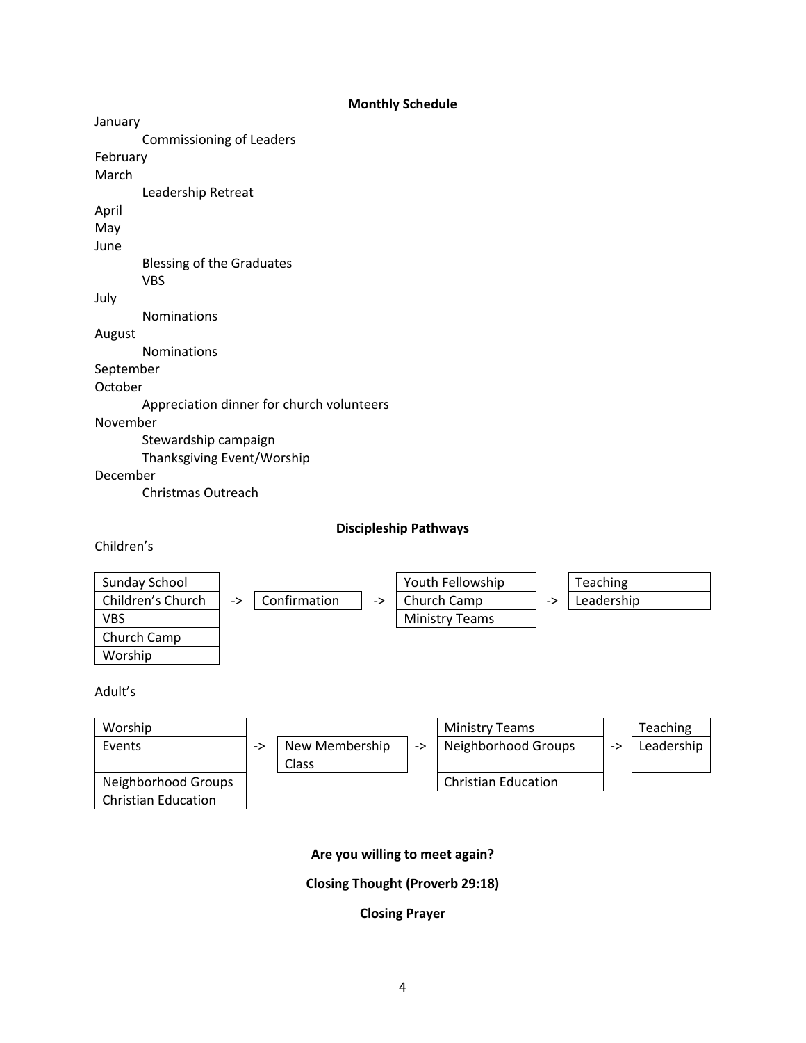**Monthly Schedule**

January
- Commissioning of Leaders

February

March
- Leadership Retreat

April

May

June
- Blessing of the Graduates
- VBS

July
- Nominations

August
- Nominations

September

October
- Appreciation dinner for church volunteers

November
- Stewardship campaign
- Thanksgiving Event/Worship

December
- Christmas Outreach

**Discipleship Pathways**

Children's

| | | | | | | |
|---|---|---|---|---|---|---|
| Sunday School<br>Children's Church<br>VBS<br>Church Camp<br>Worship | -> | Confirmation | -> | Youth Fellowship<br>Church Camp<br>Ministry Teams | -> | Teaching<br>Leadership |

Adult's

| | | | | | | |
|---|---|---|---|---|---|---|
| Worship<br>Events<br>Neighborhood Groups<br>Christian Education | -> | New Membership Class | -> | Ministry Teams<br>Neighborhood Groups<br>Christian Education | -> | Teaching<br>Leadership |

**Are you willing to meet again?**

**Closing Thought (Proverb 29:18)**

**Closing Prayer**